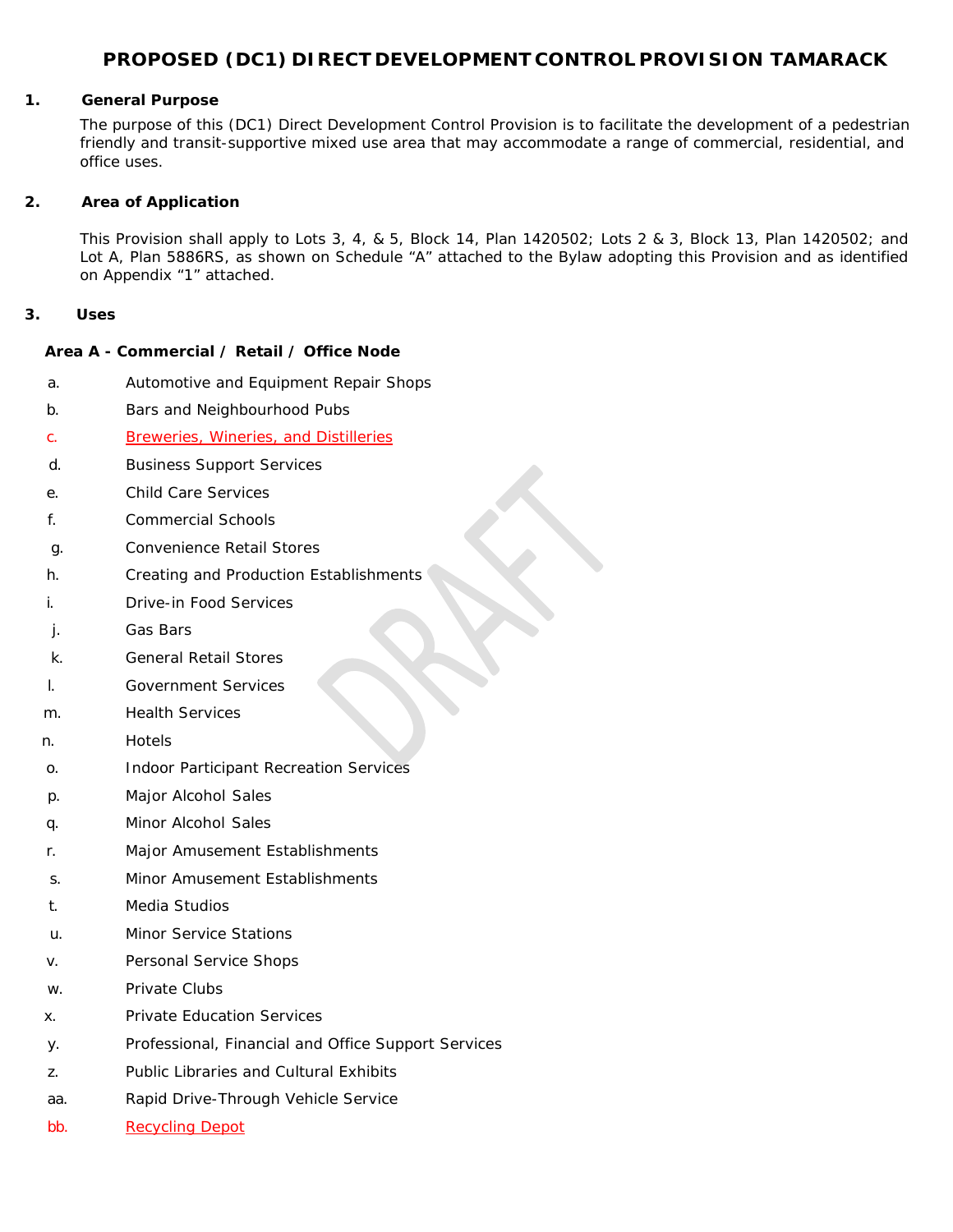# PROPOSED (DC1) DIRECT DEVELOPMENT CONTROL PROVISION TAMARACK

## 1. General Purpose

The purpose of this (DC1) Direct Development Control Provision is to facilitate the development of a pedestrian friendly and transit-supportive mixed use area that may accommodate a range of commercial, residential, and office uses.

## 2. Area of Application

This Provision shall apply to Lots 3, 4, & 5, Block 14, Plan 1420502; Lots 2 & 3, Block 13, Plan 1420502; and Lot A, Plan 5886RS, as shown on Schedule "A" attached to the Bylaw adopting this Provision and as identified on Appendix "1" attached.

## 3. Uses

**Area A - Commercial / Retail / Office Node**

a. Automotive and Equipment Repair Shops

b. Bars and Neighbourhood Pubs

c. Breweries, Wineries, and Distilleries

d. Business Support Services

e. Child Care Services

f. Commercial Schools

g. Convenience Retail Stores

h. Creating and Production Establishments

i. Drive-in Food Services

j. Gas Bars

k. General Retail Stores

l. Government Services

m. Health Services

n. Hotels

o. Indoor Participant Recreation Services

p. Major Alcohol Sales

q. Minor Alcohol Sales

r. Major Amusement Establishments

s. Minor Amusement Establishments

t. Media Studios

u. Minor Service Stations

v. Personal Service Shops

w. Private Clubs

x. Private Education Services

y. Professional, Financial and Office Support Services

z. Public Libraries and Cultural Exhibits

aa. Rapid Drive-Through Vehicle Service

bb. Recycling Depot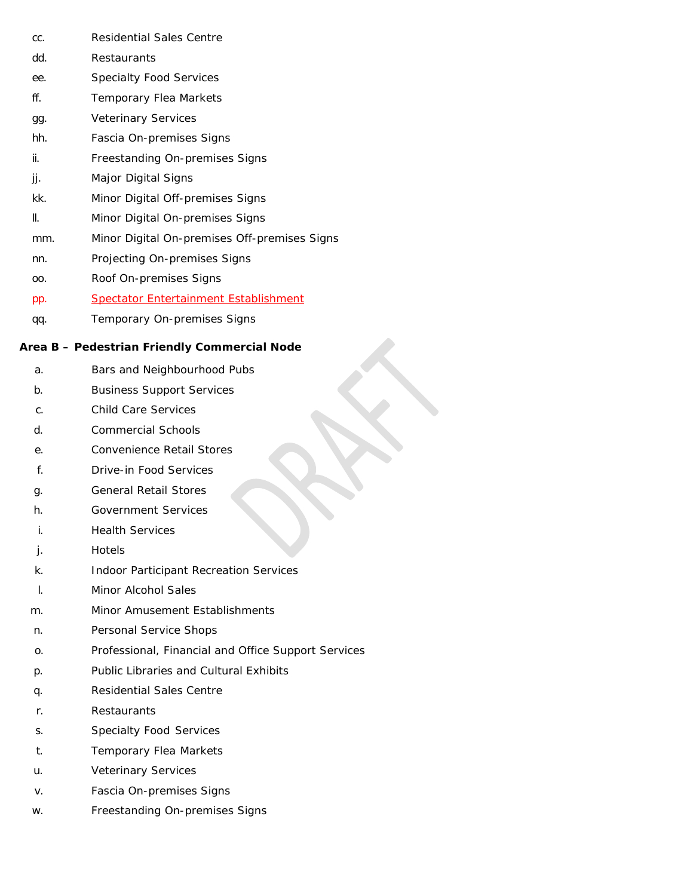cc. Residential Sales Centre

dd. Restaurants

ee. Specialty Food Services

ff. Temporary Flea Markets

gg. Veterinary Services

hh. Fascia On-premises Signs

ii. Freestanding On-premises Signs

jj. Major Digital Signs

kk. Minor Digital Off-premises Signs

ll. Minor Digital On-premises Signs

mm. Minor Digital On-premises Off-premises Signs

nn. Projecting On-premises Signs

oo. Roof On-premises Signs

pp. Spectator Entertainment Establishment

qq. Temporary On-premises Signs

**Area B – Pedestrian Friendly Commercial Node**

a. Bars and Neighbourhood Pubs

b. Business Support Services

c. Child Care Services

d. Commercial Schools

e. Convenience Retail Stores

f. Drive-in Food Services

g. General Retail Stores

h. Government Services

i. Health Services

j. Hotels

k. Indoor Participant Recreation Services

l. Minor Alcohol Sales

m. Minor Amusement Establishments

n. Personal Service Shops

o. Professional, Financial and Office Support Services

p. Public Libraries and Cultural Exhibits

q. Residential Sales Centre

r. Restaurants

s. Specialty Food Services

t. Temporary Flea Markets

u. Veterinary Services

v. Fascia On-premises Signs

w. Freestanding On-premises Signs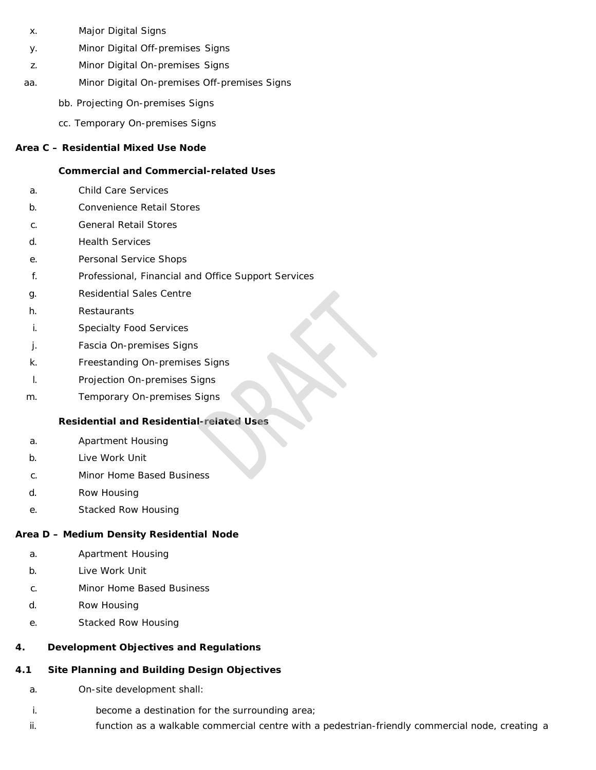x. Major Digital Signs

y. Minor Digital Off-premises Signs

z. Minor Digital On-premises Signs

aa. Minor Digital On-premises Off-premises Signs

bb. Projecting On-premises Signs

cc. Temporary On-premises Signs

**Area C – Residential Mixed Use Node**

**Commercial and Commercial-related Uses**

a. Child Care Services

b. Convenience Retail Stores

c. General Retail Stores

d. Health Services

e. Personal Service Shops

f. Professional, Financial and Office Support Services

g. Residential Sales Centre

h. Restaurants

i. Specialty Food Services

j. Fascia On-premises Signs

k. Freestanding On-premises Signs

l. Projection On-premises Signs

m. Temporary On-premises Signs

**Residential and Residential-related Uses**

a. Apartment Housing

b. Live Work Unit

c. Minor Home Based Business

d. Row Housing

e. Stacked Row Housing

**Area D – Medium Density Residential Node**

a. Apartment Housing

b. Live Work Unit

c. Minor Home Based Business

d. Row Housing

e. Stacked Row Housing

**4. Development Objectives and Regulations**

**4.1 Site Planning and Building Design Objectives**

a. On-site development shall:

i. become a destination for the surrounding area;

ii. function as a walkable commercial centre with a pedestrian-friendly commercial node, creating a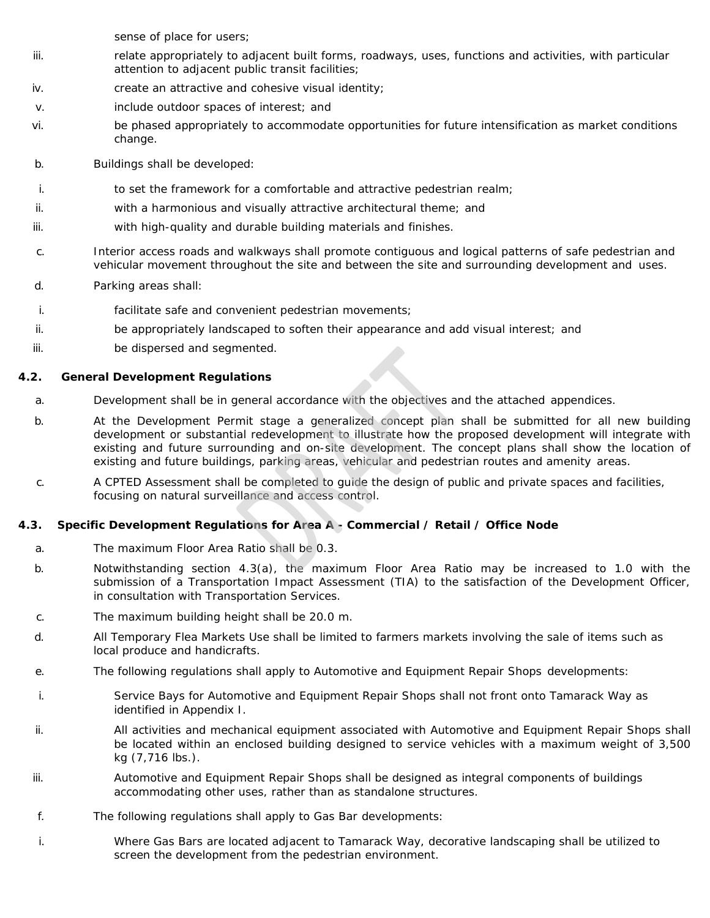sense of place for users;

iii. relate appropriately to adjacent built forms, roadways, uses, functions and activities, with particular attention to adjacent public transit facilities;

iv. create an attractive and cohesive visual identity;

v. include outdoor spaces of interest; and

vi. be phased appropriately to accommodate opportunities for future intensification as market conditions change.

b. Buildings shall be developed:

i. to set the framework for a comfortable and attractive pedestrian realm;

ii. with a harmonious and visually attractive architectural theme; and

iii. with high-quality and durable building materials and finishes.

c. Interior access roads and walkways shall promote contiguous and logical patterns of safe pedestrian and vehicular movement throughout the site and between the site and surrounding development and uses.

d. Parking areas shall:

i. facilitate safe and convenient pedestrian movements;

ii. be appropriately landscaped to soften their appearance and add visual interest; and

iii. be dispersed and segmented.

## 4.2. General Development Regulations

a. Development shall be in general accordance with the objectives and the attached appendices.

b. At the Development Permit stage a generalized concept plan shall be submitted for all new building development or substantial redevelopment to illustrate how the proposed development will integrate with existing and future surrounding and on-site development. The concept plans shall show the location of existing and future buildings, parking areas, vehicular and pedestrian routes and amenity areas.

c. A CPTED Assessment shall be completed to guide the design of public and private spaces and facilities, focusing on natural surveillance and access control.

## 4.3. Specific Development Regulations for Area A - Commercial / Retail / Office Node

a. The maximum Floor Area Ratio shall be 0.3.

b. Notwithstanding section 4.3(a), the maximum Floor Area Ratio may be increased to 1.0 with the submission of a Transportation Impact Assessment (TIA) to the satisfaction of the Development Officer, in consultation with Transportation Services.

c. The maximum building height shall be 20.0 m.

d. All Temporary Flea Markets Use shall be limited to farmers markets involving the sale of items such as local produce and handicrafts.

e. The following regulations shall apply to Automotive and Equipment Repair Shops developments:

i. Service Bays for Automotive and Equipment Repair Shops shall not front onto Tamarack Way as identified in Appendix I.

ii. All activities and mechanical equipment associated with Automotive and Equipment Repair Shops shall be located within an enclosed building designed to service vehicles with a maximum weight of 3,500 kg (7,716 lbs.).

iii. Automotive and Equipment Repair Shops shall be designed as integral components of buildings accommodating other uses, rather than as standalone structures.

f. The following regulations shall apply to Gas Bar developments:

i. Where Gas Bars are located adjacent to Tamarack Way, decorative landscaping shall be utilized to screen the development from the pedestrian environment.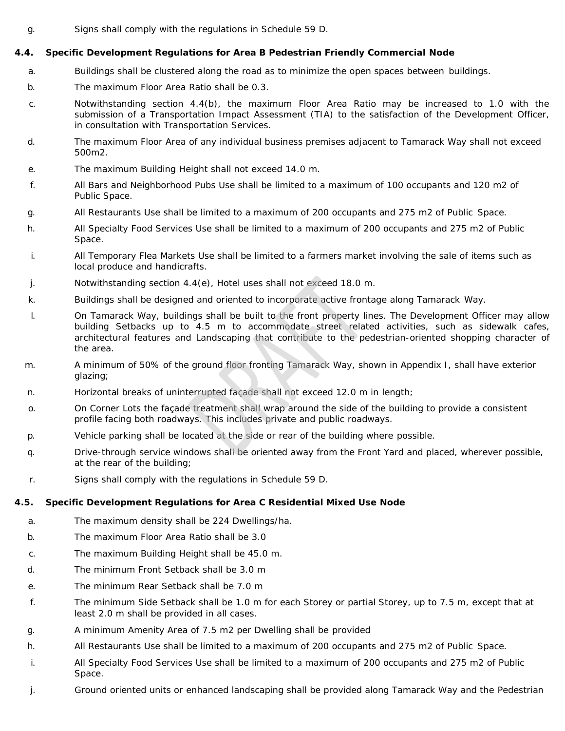g. Signs shall comply with the regulations in Schedule 59 D.

### 4.4. Specific Development Regulations for Area B Pedestrian Friendly Commercial Node

a. Buildings shall be clustered along the road as to minimize the open spaces between buildings.

b. The maximum Floor Area Ratio shall be 0.3.

c. Notwithstanding section 4.4(b), the maximum Floor Area Ratio may be increased to 1.0 with the submission of a Transportation Impact Assessment (TIA) to the satisfaction of the Development Officer, in consultation with Transportation Services.

d. The maximum Floor Area of any individual business premises adjacent to Tamarack Way shall not exceed 500m2.

e. The maximum Building Height shall not exceed 14.0 m.

f. All Bars and Neighborhood Pubs Use shall be limited to a maximum of 100 occupants and 120 m2 of Public Space.

g. All Restaurants Use shall be limited to a maximum of 200 occupants and 275 m2 of Public Space.

h. All Specialty Food Services Use shall be limited to a maximum of 200 occupants and 275 m2 of Public Space.

i. All Temporary Flea Markets Use shall be limited to a farmers market involving the sale of items such as local produce and handicrafts.

j. Notwithstanding section 4.4(e), Hotel uses shall not exceed 18.0 m.

k. Buildings shall be designed and oriented to incorporate active frontage along Tamarack Way.

l. On Tamarack Way, buildings shall be built to the front property lines. The Development Officer may allow building Setbacks up to 4.5 m to accommodate street related activities, such as sidewalk cafes, architectural features and Landscaping that contribute to the pedestrian-oriented shopping character of the area.

m. A minimum of 50% of the ground floor fronting Tamarack Way, shown in Appendix I, shall have exterior glazing;

n. Horizontal breaks of uninterrupted façade shall not exceed 12.0 m in length;

o. On Corner Lots the façade treatment shall wrap around the side of the building to provide a consistent profile facing both roadways. This includes private and public roadways.

p. Vehicle parking shall be located at the side or rear of the building where possible.

q. Drive-through service windows shall be oriented away from the Front Yard and placed, wherever possible, at the rear of the building;

r. Signs shall comply with the regulations in Schedule 59 D.

### 4.5. Specific Development Regulations for Area C Residential Mixed Use Node

a. The maximum density shall be 224 Dwellings/ha.

b. The maximum Floor Area Ratio shall be 3.0

c. The maximum Building Height shall be 45.0 m.

d. The minimum Front Setback shall be 3.0 m

e. The minimum Rear Setback shall be 7.0 m

f. The minimum Side Setback shall be 1.0 m for each Storey or partial Storey, up to 7.5 m, except that at least 2.0 m shall be provided in all cases.

g. A minimum Amenity Area of 7.5 m2 per Dwelling shall be provided

h. All Restaurants Use shall be limited to a maximum of 200 occupants and 275 m2 of Public Space.

i. All Specialty Food Services Use shall be limited to a maximum of 200 occupants and 275 m2 of Public Space.

j. Ground oriented units or enhanced landscaping shall be provided along Tamarack Way and the Pedestrian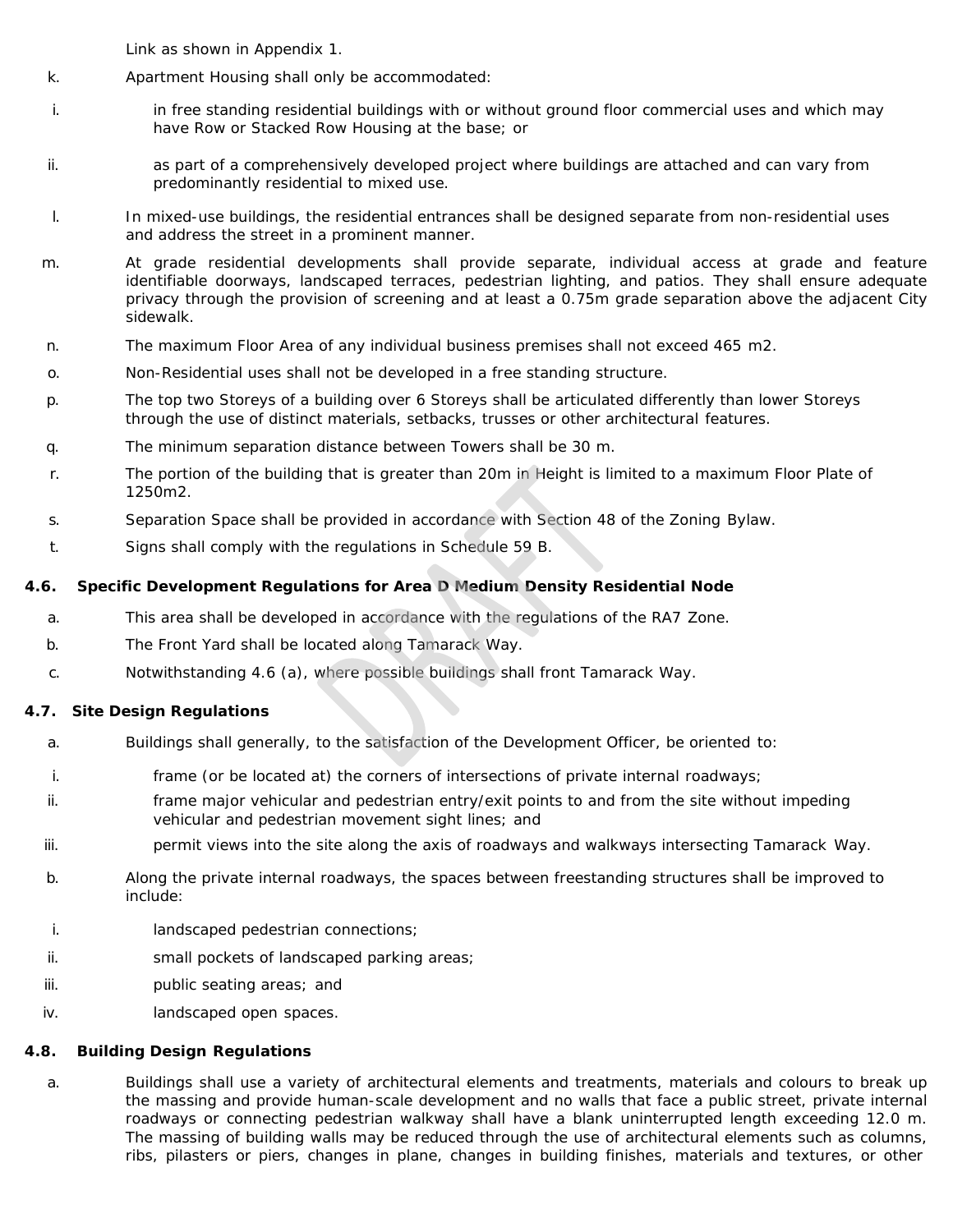Link as shown in Appendix 1.

k. Apartment Housing shall only be accommodated:

  i. in free standing residential buildings with or without ground floor commercial uses and which may have Row or Stacked Row Housing at the base; or

  ii. as part of a comprehensively developed project where buildings are attached and can vary from predominantly residential to mixed use.

l. In mixed-use buildings, the residential entrances shall be designed separate from non-residential uses and address the street in a prominent manner.

m. At grade residential developments shall provide separate, individual access at grade and feature identifiable doorways, landscaped terraces, pedestrian lighting, and patios. They shall ensure adequate privacy through the provision of screening and at least a 0.75m grade separation above the adjacent City sidewalk.

n. The maximum Floor Area of any individual business premises shall not exceed 465 m2.

o. Non-Residential uses shall not be developed in a free standing structure.

p. The top two Storeys of a building over 6 Storeys shall be articulated differently than lower Storeys through the use of distinct materials, setbacks, trusses or other architectural features.

q. The minimum separation distance between Towers shall be 30 m.

r. The portion of the building that is greater than 20m in Height is limited to a maximum Floor Plate of 1250m2.

s. Separation Space shall be provided in accordance with Section 48 of the Zoning Bylaw.

t. Signs shall comply with the regulations in Schedule 59 B.

### 4.6. Specific Development Regulations for Area D Medium Density Residential Node

a. This area shall be developed in accordance with the regulations of the RA7 Zone.

b. The Front Yard shall be located along Tamarack Way.

c. Notwithstanding 4.6 (a), where possible buildings shall front Tamarack Way.

### 4.7. Site Design Regulations

a. Buildings shall generally, to the satisfaction of the Development Officer, be oriented to:

  i. frame (or be located at) the corners of intersections of private internal roadways;

  ii. frame major vehicular and pedestrian entry/exit points to and from the site without impeding vehicular and pedestrian movement sight lines; and

  iii. permit views into the site along the axis of roadways and walkways intersecting Tamarack Way.

b. Along the private internal roadways, the spaces between freestanding structures shall be improved to include:

  i. landscaped pedestrian connections;

  ii. small pockets of landscaped parking areas;

  iii. public seating areas; and

  iv. landscaped open spaces.

### 4.8. Building Design Regulations

a. Buildings shall use a variety of architectural elements and treatments, materials and colours to break up the massing and provide human-scale development and no walls that face a public street, private internal roadways or connecting pedestrian walkway shall have a blank uninterrupted length exceeding 12.0 m. The massing of building walls may be reduced through the use of architectural elements such as columns, ribs, pilasters or piers, changes in plane, changes in building finishes, materials and textures, or other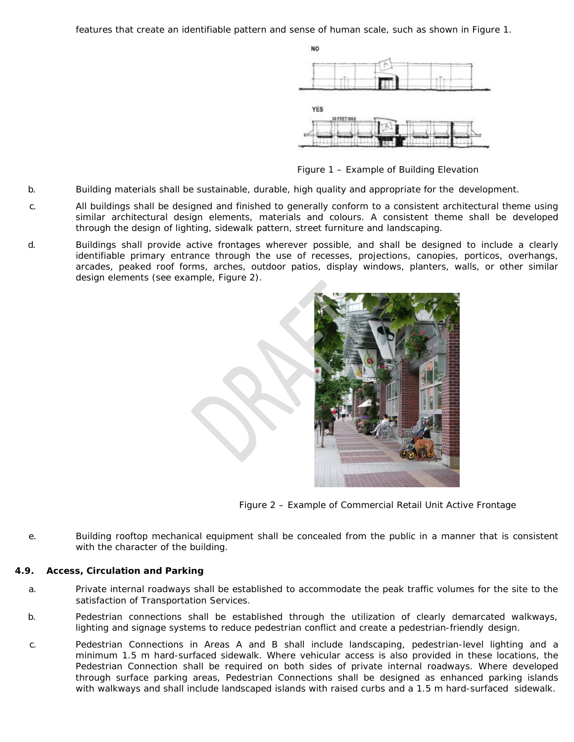features that create an identifiable pattern and sense of human scale, such as shown in Figure 1.

Figure 1 – Example of Building Elevation

b. Building materials shall be sustainable, durable, high quality and appropriate for the development.

c. All buildings shall be designed and finished to generally conform to a consistent architectural theme using similar architectural design elements, materials and colours. A consistent theme shall be developed through the design of lighting, sidewalk pattern, street furniture and landscaping.

d. Buildings shall provide active frontages wherever possible, and shall be designed to include a clearly identifiable primary entrance through the use of recesses, projections, canopies, porticos, overhangs, arcades, peaked roof forms, arches, outdoor patios, display windows, planters, walls, or other similar design elements (see example, Figure 2).

Figure 2 – Example of Commercial Retail Unit Active Frontage

e. Building rooftop mechanical equipment shall be concealed from the public in a manner that is consistent with the character of the building.

### 4.9. Access, Circulation and Parking

a. Private internal roadways shall be established to accommodate the peak traffic volumes for the site to the satisfaction of Transportation Services.

b. Pedestrian connections shall be established through the utilization of clearly demarcated walkways, lighting and signage systems to reduce pedestrian conflict and create a pedestrian-friendly design.

c. Pedestrian Connections in Areas A and B shall include landscaping, pedestrian-level lighting and a minimum 1.5 m hard-surfaced sidewalk. Where vehicular access is also provided in these locations, the Pedestrian Connection shall be required on both sides of private internal roadways. Where developed through surface parking areas, Pedestrian Connections shall be designed as enhanced parking islands with walkways and shall include landscaped islands with raised curbs and a 1.5 m hard-surfaced sidewalk.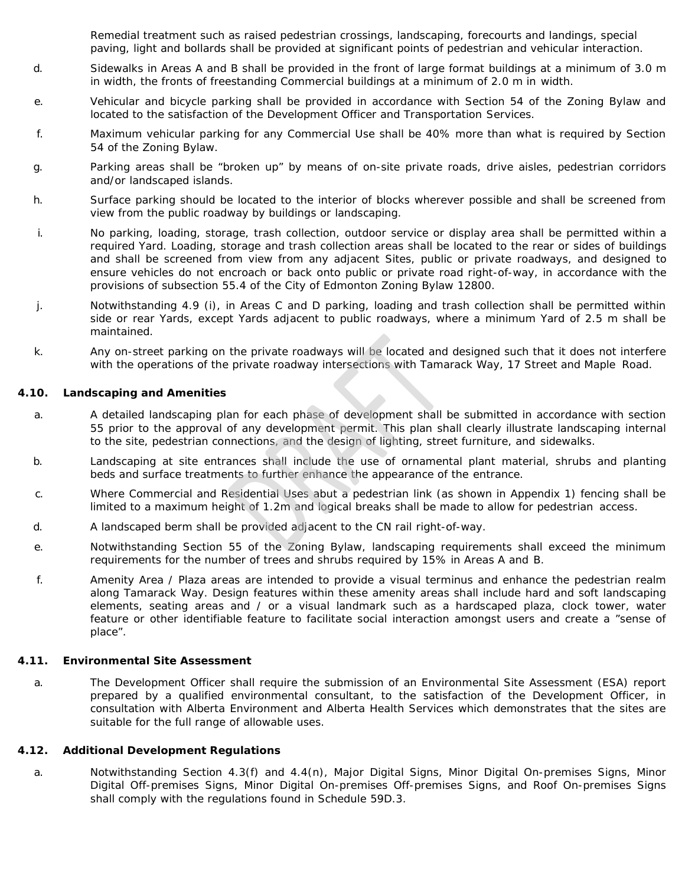Remedial treatment such as raised pedestrian crossings, landscaping, forecourts and landings, special paving, light and bollards shall be provided at significant points of pedestrian and vehicular interaction.

d. Sidewalks in Areas A and B shall be provided in the front of large format buildings at a minimum of 3.0 m in width, the fronts of freestanding Commercial buildings at a minimum of 2.0 m in width.

e. Vehicular and bicycle parking shall be provided in accordance with Section 54 of the Zoning Bylaw and located to the satisfaction of the Development Officer and Transportation Services.

f. Maximum vehicular parking for any Commercial Use shall be 40% more than what is required by Section 54 of the Zoning Bylaw.

g. Parking areas shall be "broken up" by means of on-site private roads, drive aisles, pedestrian corridors and/or landscaped islands.

h. Surface parking should be located to the interior of blocks wherever possible and shall be screened from view from the public roadway by buildings or landscaping.

i. No parking, loading, storage, trash collection, outdoor service or display area shall be permitted within a required Yard. Loading, storage and trash collection areas shall be located to the rear or sides of buildings and shall be screened from view from any adjacent Sites, public or private roadways, and designed to ensure vehicles do not encroach or back onto public or private road right-of-way, in accordance with the provisions of subsection 55.4 of the City of Edmonton Zoning Bylaw 12800.

j. Notwithstanding 4.9 (i), in Areas C and D parking, loading and trash collection shall be permitted within side or rear Yards, except Yards adjacent to public roadways, where a minimum Yard of 2.5 m shall be maintained.

k. Any on-street parking on the private roadways will be located and designed such that it does not interfere with the operations of the private roadway intersections with Tamarack Way, 17 Street and Maple Road.

### 4.10. Landscaping and Amenities

a. A detailed landscaping plan for each phase of development shall be submitted in accordance with section 55 prior to the approval of any development permit. This plan shall clearly illustrate landscaping internal to the site, pedestrian connections, and the design of lighting, street furniture, and sidewalks.

b. Landscaping at site entrances shall include the use of ornamental plant material, shrubs and planting beds and surface treatments to further enhance the appearance of the entrance.

c. Where Commercial and Residential Uses abut a pedestrian link (as shown in Appendix 1) fencing shall be limited to a maximum height of 1.2m and logical breaks shall be made to allow for pedestrian access.

d. A landscaped berm shall be provided adjacent to the CN rail right-of-way.

e. Notwithstanding Section 55 of the Zoning Bylaw, landscaping requirements shall exceed the minimum requirements for the number of trees and shrubs required by 15% in Areas A and B.

f. Amenity Area / Plaza areas are intended to provide a visual terminus and enhance the pedestrian realm along Tamarack Way. Design features within these amenity areas shall include hard and soft landscaping elements, seating areas and / or a visual landmark such as a hardscaped plaza, clock tower, water feature or other identifiable feature to facilitate social interaction amongst users and create a "sense of place".

### 4.11. Environmental Site Assessment

a. The Development Officer shall require the submission of an Environmental Site Assessment (ESA) report prepared by a qualified environmental consultant, to the satisfaction of the Development Officer, in consultation with Alberta Environment and Alberta Health Services which demonstrates that the sites are suitable for the full range of allowable uses.

### 4.12. Additional Development Regulations

a. Notwithstanding Section 4.3(f) and 4.4(n), Major Digital Signs, Minor Digital On-premises Signs, Minor Digital Off-premises Signs, Minor Digital On-premises Off-premises Signs, and Roof On-premises Signs shall comply with the regulations found in Schedule 59D.3.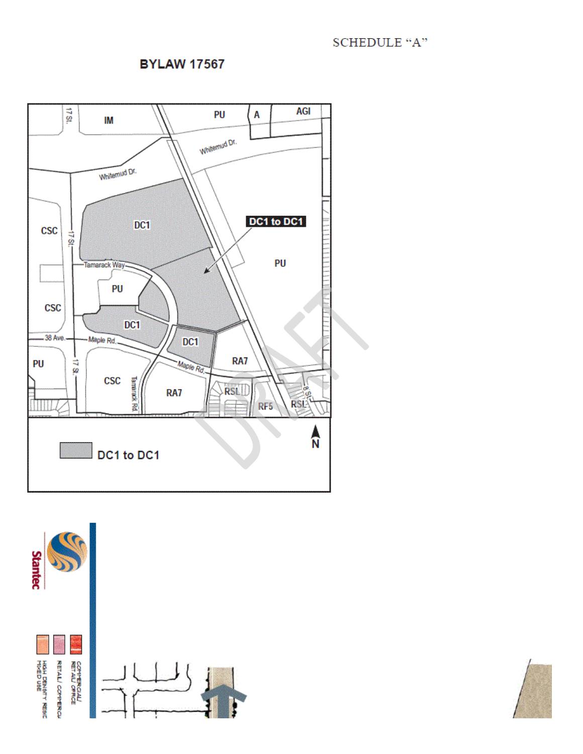SCHEDULE “A”

**BYLAW 17567**

DC1 to DC1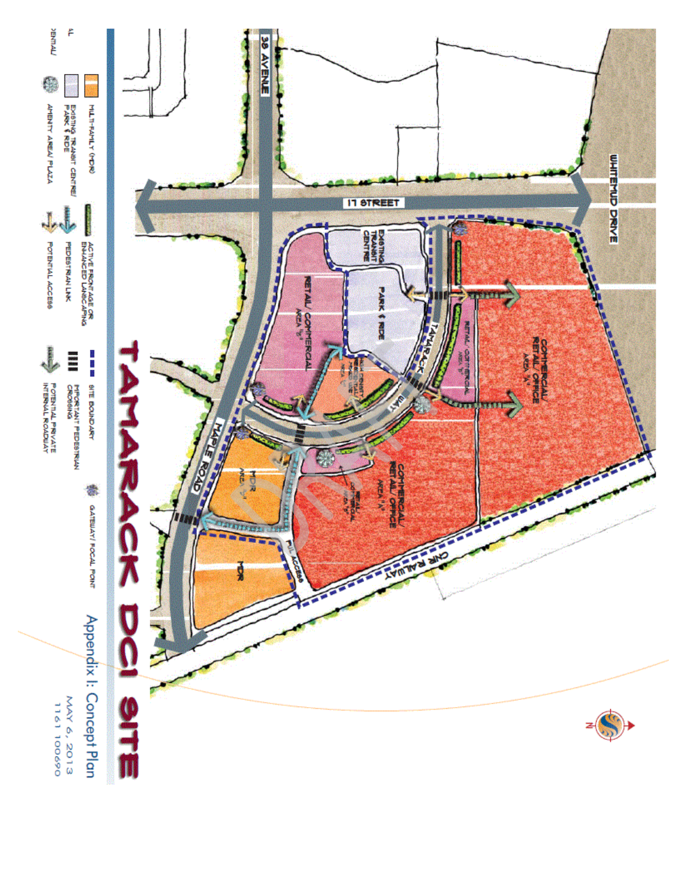# TAMARACK DCI SITE

Appendix I: Concept Plan

MAY 6, 2013
1161 100690

WHITEMUD DRIVE

17 STREET

38 AVENUE

MAPLE ROAD

TAMARACK WAY

CNR RAILWAY

COMMERCIAL RETAIL/ OFFICE AREA "A"

RETAIL/ COMMERCIAL AREA "B"

EXISTING TRANSIT CENTRE

PARK & RIDE

RETAIL/ COMMERCIAL AREA "B"

COMMERCIAL RETAIL/ OFFICE AREA "A"

RETAIL/ COMMERCIAL AREA "B"

MDR AREA "C"

MDR

RI/I ACCESS

MULTI-FAMILY (MDR)

EXISTING TRANSIT CENTRE/ PARK & RIDE

AMENITY AREA/ PLAZA

ACTIVE FRONTAGE OR ENHANCED LANDSCAPING

PEDESTRIAN LINK

POTENTIAL ACCESS

SITE BOUNDARY

IMPORTANT PEDESTRIAN CROSSING

POTENTIAL PRIVATE INTERNAL ROADWAY

GATEWAY/ FOCAL POINT

DRAFT